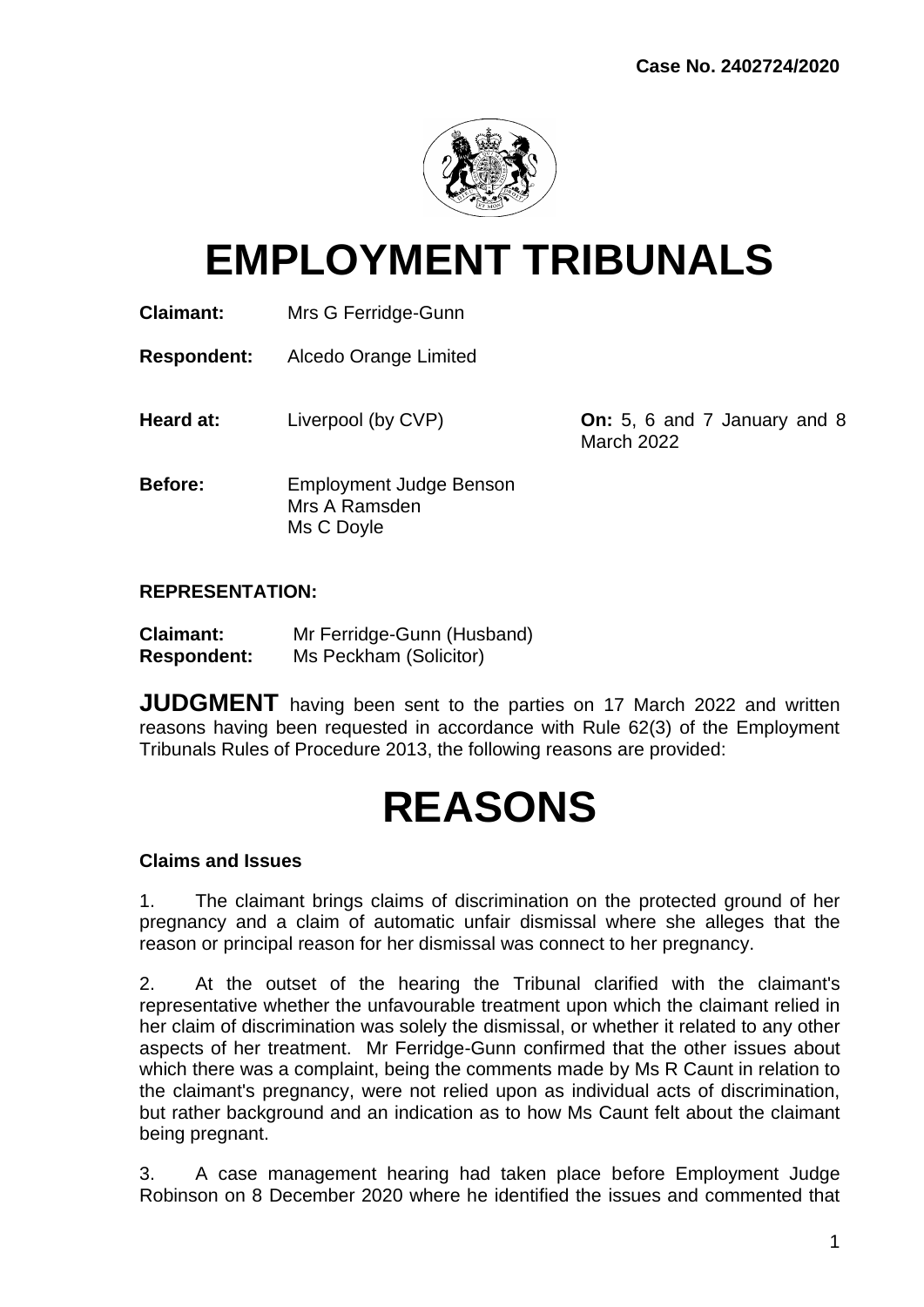Case No. 2402724/2020

# EMPLOYMENT TRIBUNALS

**Claimant:** Mrs G Ferridge-Gunn

**Respondent:** Alcedo Orange Limited

**Heard at:** Liverpool (by CVP) **On:** 5, 6 and 7 January and 8 March 2022

**Before:** Employment Judge Benson
Mrs A Ramsden
Ms C Doyle

**REPRESENTATION:**

**Claimant:** Mr Ferridge-Gunn (Husband)
**Respondent:** Ms Peckham (Solicitor)

**JUDGMENT** having been sent to the parties on 17 March 2022 and written reasons having been requested in accordance with Rule 62(3) of the Employment Tribunals Rules of Procedure 2013, the following reasons are provided:

# REASONS

### Claims and Issues

1. The claimant brings claims of discrimination on the protected ground of her pregnancy and a claim of automatic unfair dismissal where she alleges that the reason or principal reason for her dismissal was connect to her pregnancy.

2. At the outset of the hearing the Tribunal clarified with the claimant's representative whether the unfavourable treatment upon which the claimant relied in her claim of discrimination was solely the dismissal, or whether it related to any other aspects of her treatment. Mr Ferridge-Gunn confirmed that the other issues about which there was a complaint, being the comments made by Ms R Caunt in relation to the claimant's pregnancy, were not relied upon as individual acts of discrimination, but rather background and an indication as to how Ms Caunt felt about the claimant being pregnant.

3. A case management hearing had taken place before Employment Judge Robinson on 8 December 2020 where he identified the issues and commented that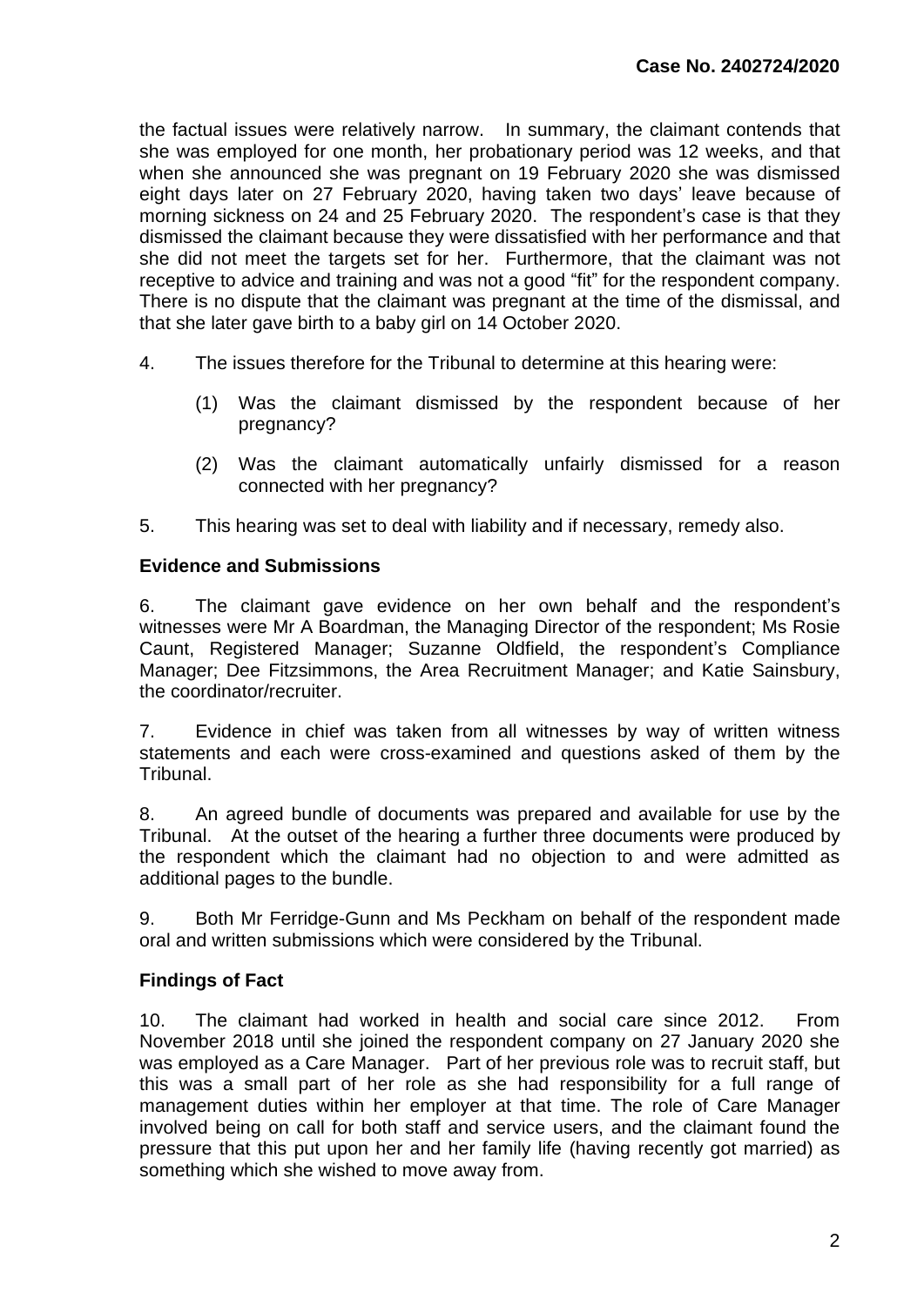the factual issues were relatively narrow. In summary, the claimant contends that she was employed for one month, her probationary period was 12 weeks, and that when she announced she was pregnant on 19 February 2020 she was dismissed eight days later on 27 February 2020, having taken two days' leave because of morning sickness on 24 and 25 February 2020. The respondent's case is that they dismissed the claimant because they were dissatisfied with her performance and that she did not meet the targets set for her. Furthermore, that the claimant was not receptive to advice and training and was not a good "fit" for the respondent company. There is no dispute that the claimant was pregnant at the time of the dismissal, and that she later gave birth to a baby girl on 14 October 2020.

4. The issues therefore for the Tribunal to determine at this hearing were:

   (1) Was the claimant dismissed by the respondent because of her pregnancy?

   (2) Was the claimant automatically unfairly dismissed for a reason connected with her pregnancy?

5. This hearing was set to deal with liability and if necessary, remedy also.

## Evidence and Submissions

6. The claimant gave evidence on her own behalf and the respondent's witnesses were Mr A Boardman, the Managing Director of the respondent; Ms Rosie Caunt, Registered Manager; Suzanne Oldfield, the respondent's Compliance Manager; Dee Fitzsimmons, the Area Recruitment Manager; and Katie Sainsbury, the coordinator/recruiter.

7. Evidence in chief was taken from all witnesses by way of written witness statements and each were cross-examined and questions asked of them by the Tribunal.

8. An agreed bundle of documents was prepared and available for use by the Tribunal. At the outset of the hearing a further three documents were produced by the respondent which the claimant had no objection to and were admitted as additional pages to the bundle.

9. Both Mr Ferridge-Gunn and Ms Peckham on behalf of the respondent made oral and written submissions which were considered by the Tribunal.

## Findings of Fact

10. The claimant had worked in health and social care since 2012. From November 2018 until she joined the respondent company on 27 January 2020 she was employed as a Care Manager. Part of her previous role was to recruit staff, but this was a small part of her role as she had responsibility for a full range of management duties within her employer at that time. The role of Care Manager involved being on call for both staff and service users, and the claimant found the pressure that this put upon her and her family life (having recently got married) as something which she wished to move away from.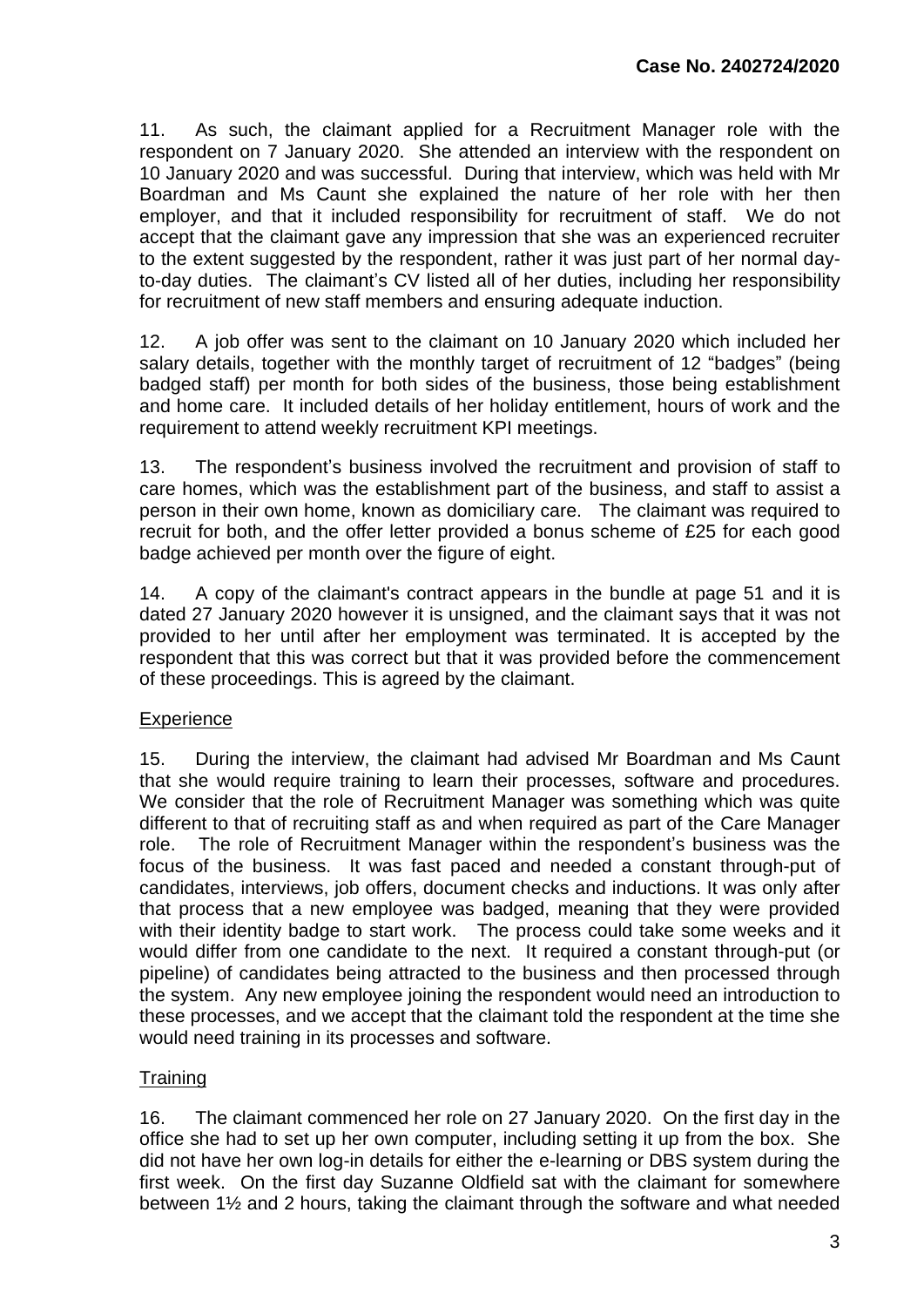11. As such, the claimant applied for a Recruitment Manager role with the respondent on 7 January 2020. She attended an interview with the respondent on 10 January 2020 and was successful. During that interview, which was held with Mr Boardman and Ms Caunt she explained the nature of her role with her then employer, and that it included responsibility for recruitment of staff. We do not accept that the claimant gave any impression that she was an experienced recruiter to the extent suggested by the respondent, rather it was just part of her normal day-to-day duties. The claimant's CV listed all of her duties, including her responsibility for recruitment of new staff members and ensuring adequate induction.

12. A job offer was sent to the claimant on 10 January 2020 which included her salary details, together with the monthly target of recruitment of 12 "badges" (being badged staff) per month for both sides of the business, those being establishment and home care. It included details of her holiday entitlement, hours of work and the requirement to attend weekly recruitment KPI meetings.

13. The respondent's business involved the recruitment and provision of staff to care homes, which was the establishment part of the business, and staff to assist a person in their own home, known as domiciliary care. The claimant was required to recruit for both, and the offer letter provided a bonus scheme of £25 for each good badge achieved per month over the figure of eight.

14. A copy of the claimant's contract appears in the bundle at page 51 and it is dated 27 January 2020 however it is unsigned, and the claimant says that it was not provided to her until after her employment was terminated. It is accepted by the respondent that this was correct but that it was provided before the commencement of these proceedings. This is agreed by the claimant.

<u>Experience</u>

15. During the interview, the claimant had advised Mr Boardman and Ms Caunt that she would require training to learn their processes, software and procedures. We consider that the role of Recruitment Manager was something which was quite different to that of recruiting staff as and when required as part of the Care Manager role. The role of Recruitment Manager within the respondent's business was the focus of the business. It was fast paced and needed a constant through-put of candidates, interviews, job offers, document checks and inductions. It was only after that process that a new employee was badged, meaning that they were provided with their identity badge to start work. The process could take some weeks and it would differ from one candidate to the next. It required a constant through-put (or pipeline) of candidates being attracted to the business and then processed through the system. Any new employee joining the respondent would need an introduction to these processes, and we accept that the claimant told the respondent at the time she would need training in its processes and software.

<u>Training</u>

16. The claimant commenced her role on 27 January 2020. On the first day in the office she had to set up her own computer, including setting it up from the box. She did not have her own log-in details for either the e-learning or DBS system during the first week. On the first day Suzanne Oldfield sat with the claimant for somewhere between 1½ and 2 hours, taking the claimant through the software and what needed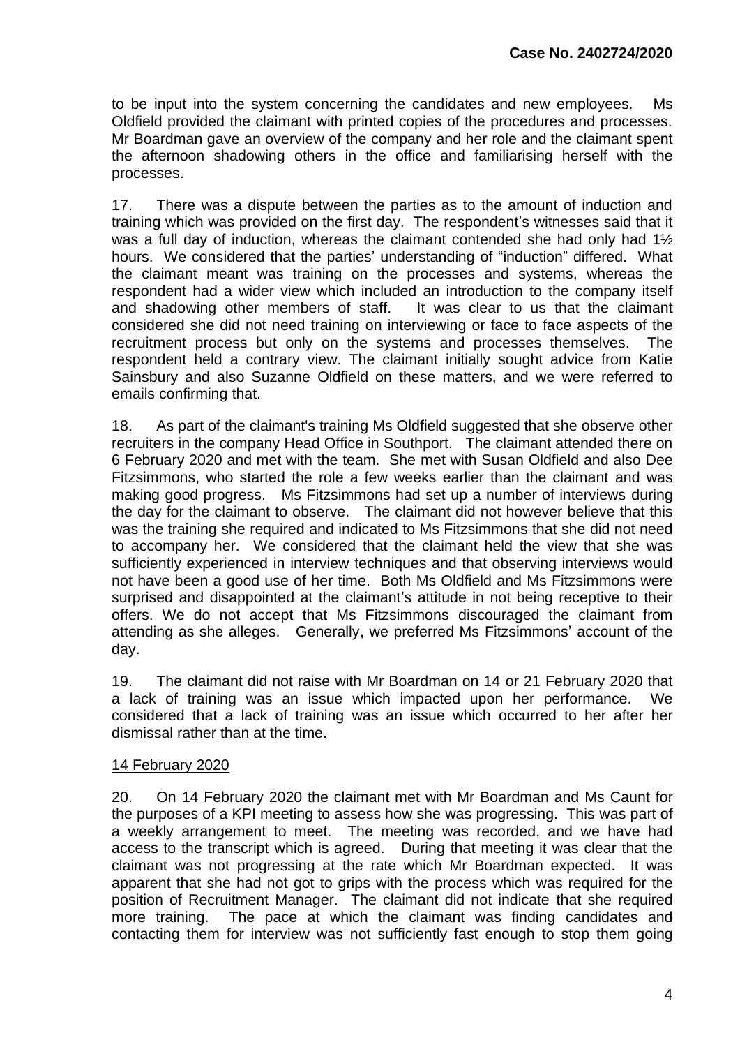to be input into the system concerning the candidates and new employees. Ms Oldfield provided the claimant with printed copies of the procedures and processes. Mr Boardman gave an overview of the company and her role and the claimant spent the afternoon shadowing others in the office and familiarising herself with the processes.

17. There was a dispute between the parties as to the amount of induction and training which was provided on the first day. The respondent's witnesses said that it was a full day of induction, whereas the claimant contended she had only had 1½ hours. We considered that the parties' understanding of "induction" differed. What the claimant meant was training on the processes and systems, whereas the respondent had a wider view which included an introduction to the company itself and shadowing other members of staff. It was clear to us that the claimant considered she did not need training on interviewing or face to face aspects of the recruitment process but only on the systems and processes themselves. The respondent held a contrary view. The claimant initially sought advice from Katie Sainsbury and also Suzanne Oldfield on these matters, and we were referred to emails confirming that.

18. As part of the claimant's training Ms Oldfield suggested that she observe other recruiters in the company Head Office in Southport. The claimant attended there on 6 February 2020 and met with the team. She met with Susan Oldfield and also Dee Fitzsimmons, who started the role a few weeks earlier than the claimant and was making good progress. Ms Fitzsimmons had set up a number of interviews during the day for the claimant to observe. The claimant did not however believe that this was the training she required and indicated to Ms Fitzsimmons that she did not need to accompany her. We considered that the claimant held the view that she was sufficiently experienced in interview techniques and that observing interviews would not have been a good use of her time. Both Ms Oldfield and Ms Fitzsimmons were surprised and disappointed at the claimant's attitude in not being receptive to their offers. We do not accept that Ms Fitzsimmons discouraged the claimant from attending as she alleges. Generally, we preferred Ms Fitzsimmons' account of the day.

19. The claimant did not raise with Mr Boardman on 14 or 21 February 2020 that a lack of training was an issue which impacted upon her performance. We considered that a lack of training was an issue which occurred to her after her dismissal rather than at the time.

<u>14 February 2020</u>

20. On 14 February 2020 the claimant met with Mr Boardman and Ms Caunt for the purposes of a KPI meeting to assess how she was progressing. This was part of a weekly arrangement to meet. The meeting was recorded, and we have had access to the transcript which is agreed. During that meeting it was clear that the claimant was not progressing at the rate which Mr Boardman expected. It was apparent that she had not got to grips with the process which was required for the position of Recruitment Manager. The claimant did not indicate that she required more training. The pace at which the claimant was finding candidates and contacting them for interview was not sufficiently fast enough to stop them going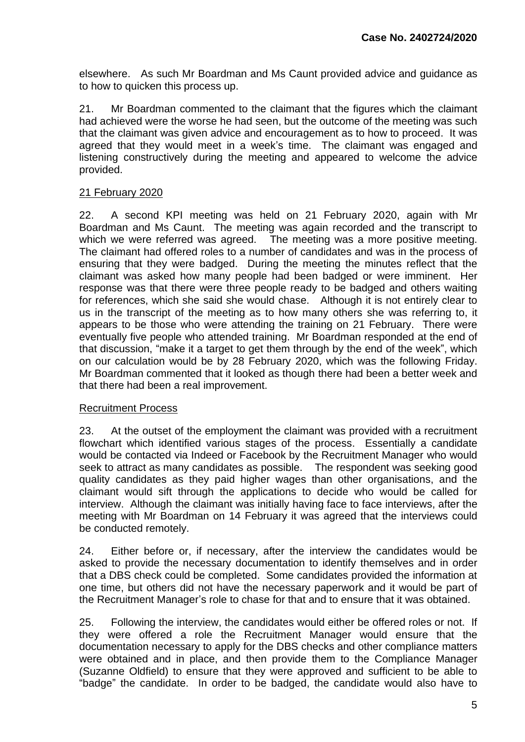elsewhere. As such Mr Boardman and Ms Caunt provided advice and guidance as to how to quicken this process up.

21. Mr Boardman commented to the claimant that the figures which the claimant had achieved were the worse he had seen, but the outcome of the meeting was such that the claimant was given advice and encouragement as to how to proceed. It was agreed that they would meet in a week's time. The claimant was engaged and listening constructively during the meeting and appeared to welcome the advice provided.

<u>21 February 2020</u>

22. A second KPI meeting was held on 21 February 2020, again with Mr Boardman and Ms Caunt. The meeting was again recorded and the transcript to which we were referred was agreed. The meeting was a more positive meeting. The claimant had offered roles to a number of candidates and was in the process of ensuring that they were badged. During the meeting the minutes reflect that the claimant was asked how many people had been badged or were imminent. Her response was that there were three people ready to be badged and others waiting for references, which she said she would chase. Although it is not entirely clear to us in the transcript of the meeting as to how many others she was referring to, it appears to be those who were attending the training on 21 February. There were eventually five people who attended training. Mr Boardman responded at the end of that discussion, "make it a target to get them through by the end of the week", which on our calculation would be by 28 February 2020, which was the following Friday. Mr Boardman commented that it looked as though there had been a better week and that there had been a real improvement.

<u>Recruitment Process</u>

23. At the outset of the employment the claimant was provided with a recruitment flowchart which identified various stages of the process. Essentially a candidate would be contacted via Indeed or Facebook by the Recruitment Manager who would seek to attract as many candidates as possible. The respondent was seeking good quality candidates as they paid higher wages than other organisations, and the claimant would sift through the applications to decide who would be called for interview. Although the claimant was initially having face to face interviews, after the meeting with Mr Boardman on 14 February it was agreed that the interviews could be conducted remotely.

24. Either before or, if necessary, after the interview the candidates would be asked to provide the necessary documentation to identify themselves and in order that a DBS check could be completed. Some candidates provided the information at one time, but others did not have the necessary paperwork and it would be part of the Recruitment Manager's role to chase for that and to ensure that it was obtained.

25. Following the interview, the candidates would either be offered roles or not. If they were offered a role the Recruitment Manager would ensure that the documentation necessary to apply for the DBS checks and other compliance matters were obtained and in place, and then provide them to the Compliance Manager (Suzanne Oldfield) to ensure that they were approved and sufficient to be able to "badge" the candidate. In order to be badged, the candidate would also have to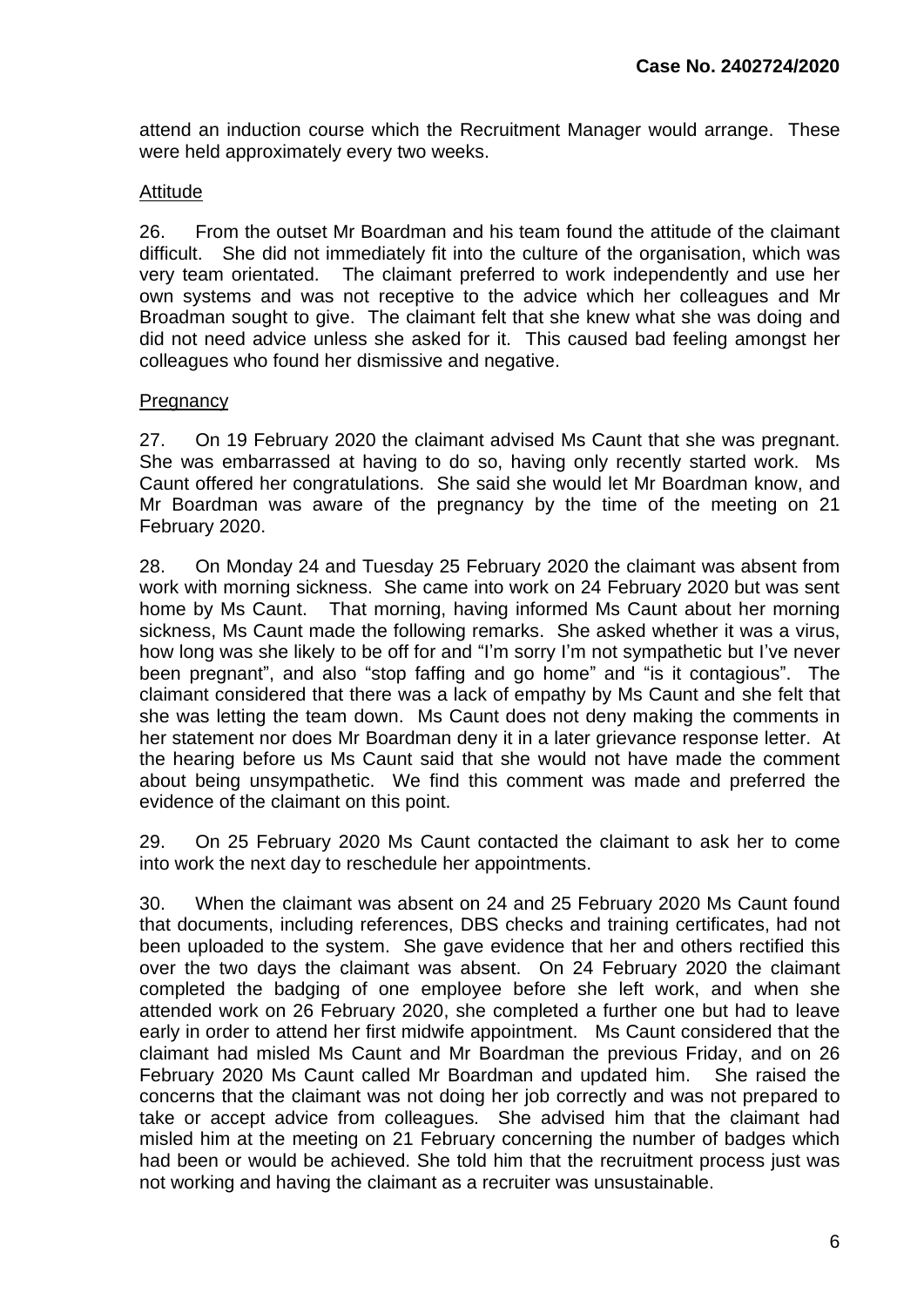attend an induction course which the Recruitment Manager would arrange. These were held approximately every two weeks.

Attitude

26. From the outset Mr Boardman and his team found the attitude of the claimant difficult. She did not immediately fit into the culture of the organisation, which was very team orientated. The claimant preferred to work independently and use her own systems and was not receptive to the advice which her colleagues and Mr Broadman sought to give. The claimant felt that she knew what she was doing and did not need advice unless she asked for it. This caused bad feeling amongst her colleagues who found her dismissive and negative.

Pregnancy

27. On 19 February 2020 the claimant advised Ms Caunt that she was pregnant. She was embarrassed at having to do so, having only recently started work. Ms Caunt offered her congratulations. She said she would let Mr Boardman know, and Mr Boardman was aware of the pregnancy by the time of the meeting on 21 February 2020.

28. On Monday 24 and Tuesday 25 February 2020 the claimant was absent from work with morning sickness. She came into work on 24 February 2020 but was sent home by Ms Caunt. That morning, having informed Ms Caunt about her morning sickness, Ms Caunt made the following remarks. She asked whether it was a virus, how long was she likely to be off for and "I'm sorry I'm not sympathetic but I've never been pregnant", and also "stop faffing and go home" and "is it contagious". The claimant considered that there was a lack of empathy by Ms Caunt and she felt that she was letting the team down. Ms Caunt does not deny making the comments in her statement nor does Mr Boardman deny it in a later grievance response letter. At the hearing before us Ms Caunt said that she would not have made the comment about being unsympathetic. We find this comment was made and preferred the evidence of the claimant on this point.

29. On 25 February 2020 Ms Caunt contacted the claimant to ask her to come into work the next day to reschedule her appointments.

30. When the claimant was absent on 24 and 25 February 2020 Ms Caunt found that documents, including references, DBS checks and training certificates, had not been uploaded to the system. She gave evidence that her and others rectified this over the two days the claimant was absent. On 24 February 2020 the claimant completed the badging of one employee before she left work, and when she attended work on 26 February 2020, she completed a further one but had to leave early in order to attend her first midwife appointment. Ms Caunt considered that the claimant had misled Ms Caunt and Mr Boardman the previous Friday, and on 26 February 2020 Ms Caunt called Mr Boardman and updated him. She raised the concerns that the claimant was not doing her job correctly and was not prepared to take or accept advice from colleagues. She advised him that the claimant had misled him at the meeting on 21 February concerning the number of badges which had been or would be achieved. She told him that the recruitment process just was not working and having the claimant as a recruiter was unsustainable.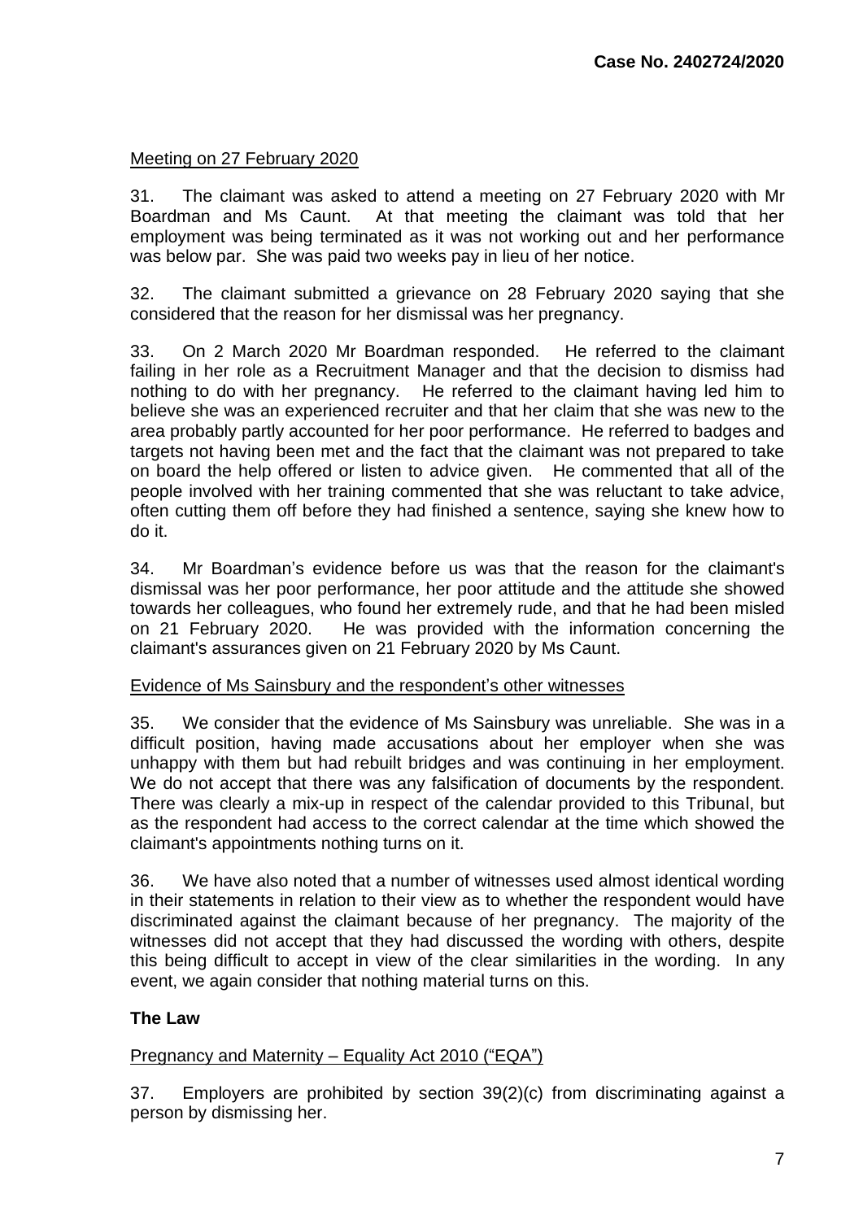Meeting on 27 February 2020

31. The claimant was asked to attend a meeting on 27 February 2020 with Mr Boardman and Ms Caunt. At that meeting the claimant was told that her employment was being terminated as it was not working out and her performance was below par. She was paid two weeks pay in lieu of her notice.

32. The claimant submitted a grievance on 28 February 2020 saying that she considered that the reason for her dismissal was her pregnancy.

33. On 2 March 2020 Mr Boardman responded. He referred to the claimant failing in her role as a Recruitment Manager and that the decision to dismiss had nothing to do with her pregnancy. He referred to the claimant having led him to believe she was an experienced recruiter and that her claim that she was new to the area probably partly accounted for her poor performance. He referred to badges and targets not having been met and the fact that the claimant was not prepared to take on board the help offered or listen to advice given. He commented that all of the people involved with her training commented that she was reluctant to take advice, often cutting them off before they had finished a sentence, saying she knew how to do it.

34. Mr Boardman's evidence before us was that the reason for the claimant's dismissal was her poor performance, her poor attitude and the attitude she showed towards her colleagues, who found her extremely rude, and that he had been misled on 21 February 2020. He was provided with the information concerning the claimant's assurances given on 21 February 2020 by Ms Caunt.

Evidence of Ms Sainsbury and the respondent's other witnesses

35. We consider that the evidence of Ms Sainsbury was unreliable. She was in a difficult position, having made accusations about her employer when she was unhappy with them but had rebuilt bridges and was continuing in her employment. We do not accept that there was any falsification of documents by the respondent. There was clearly a mix-up in respect of the calendar provided to this Tribunal, but as the respondent had access to the correct calendar at the time which showed the claimant's appointments nothing turns on it.

36. We have also noted that a number of witnesses used almost identical wording in their statements in relation to their view as to whether the respondent would have discriminated against the claimant because of her pregnancy. The majority of the witnesses did not accept that they had discussed the wording with others, despite this being difficult to accept in view of the clear similarities in the wording. In any event, we again consider that nothing material turns on this.

## The Law

Pregnancy and Maternity – Equality Act 2010 ("EQA")

37. Employers are prohibited by section 39(2)(c) from discriminating against a person by dismissing her.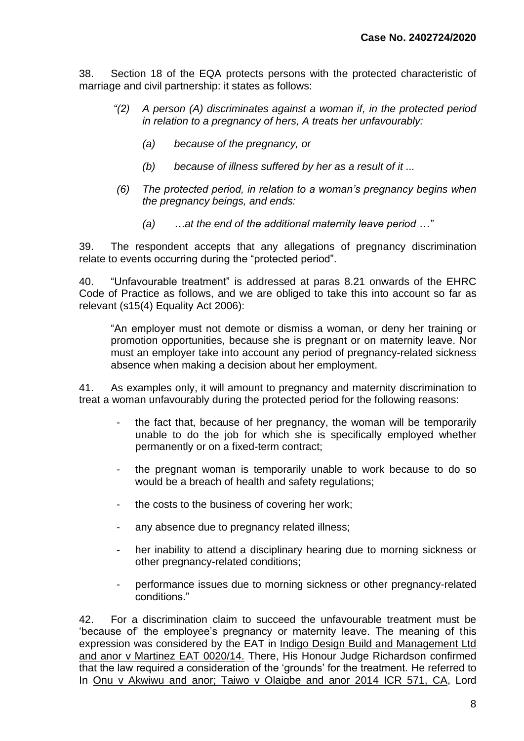38. Section 18 of the EQA protects persons with the protected characteristic of marriage and civil partnership: it states as follows:

> *"(2) A person (A) discriminates against a woman if, in the protected period in relation to a pregnancy of hers, A treats her unfavourably:*
>
> > *(a) because of the pregnancy, or*
> >
> > *(b) because of illness suffered by her as a result of it ...*
>
> *(6) The protected period, in relation to a woman's pregnancy begins when the pregnancy beings, and ends:*
>
> > *(a) …at the end of the additional maternity leave period …"*

39. The respondent accepts that any allegations of pregnancy discrimination relate to events occurring during the "protected period".

40. "Unfavourable treatment" is addressed at paras 8.21 onwards of the EHRC Code of Practice as follows, and we are obliged to take this into account so far as relevant (s15(4) Equality Act 2006):

> "An employer must not demote or dismiss a woman, or deny her training or promotion opportunities, because she is pregnant or on maternity leave. Nor must an employer take into account any period of pregnancy-related sickness absence when making a decision about her employment.

41. As examples only, it will amount to pregnancy and maternity discrimination to treat a woman unfavourably during the protected period for the following reasons:

- the fact that, because of her pregnancy, the woman will be temporarily unable to do the job for which she is specifically employed whether permanently or on a fixed-term contract;
- the pregnant woman is temporarily unable to work because to do so would be a breach of health and safety regulations;
- the costs to the business of covering her work;
- any absence due to pregnancy related illness;
- her inability to attend a disciplinary hearing due to morning sickness or other pregnancy-related conditions;
- performance issues due to morning sickness or other pregnancy-related conditions."

42. For a discrimination claim to succeed the unfavourable treatment must be 'because of' the employee's pregnancy or maternity leave. The meaning of this expression was considered by the EAT in Indigo Design Build and Management Ltd and anor v Martinez EAT 0020/14. There, His Honour Judge Richardson confirmed that the law required a consideration of the 'grounds' for the treatment. He referred to In Onu v Akwiwu and anor; Taiwo v Olaigbe and anor 2014 ICR 571, CA, Lord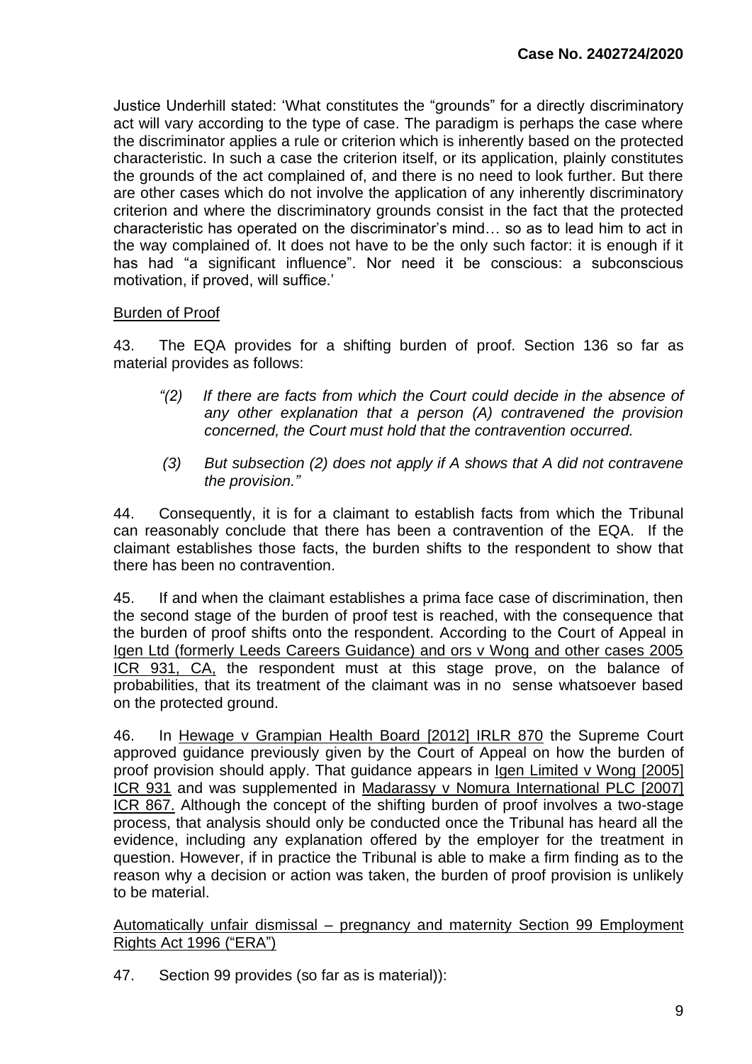Justice Underhill stated: 'What constitutes the "grounds" for a directly discriminatory act will vary according to the type of case. The paradigm is perhaps the case where the discriminator applies a rule or criterion which is inherently based on the protected characteristic. In such a case the criterion itself, or its application, plainly constitutes the grounds of the act complained of, and there is no need to look further. But there are other cases which do not involve the application of any inherently discriminatory criterion and where the discriminatory grounds consist in the fact that the protected characteristic has operated on the discriminator's mind… so as to lead him to act in the way complained of. It does not have to be the only such factor: it is enough if it has had "a significant influence". Nor need it be conscious: a subconscious motivation, if proved, will suffice.'

<u>Burden of Proof</u>

43. The EQA provides for a shifting burden of proof. Section 136 so far as material provides as follows:

> *"(2) If there are facts from which the Court could decide in the absence of any other explanation that a person (A) contravened the provision concerned, the Court must hold that the contravention occurred.*
>
> *(3) But subsection (2) does not apply if A shows that A did not contravene the provision."*

44. Consequently, it is for a claimant to establish facts from which the Tribunal can reasonably conclude that there has been a contravention of the EQA. If the claimant establishes those facts, the burden shifts to the respondent to show that there has been no contravention.

45. If and when the claimant establishes a prima face case of discrimination, then the second stage of the burden of proof test is reached, with the consequence that the burden of proof shifts onto the respondent. According to the Court of Appeal in <u>Igen Ltd (formerly Leeds Careers Guidance) and ors v Wong and other cases 2005 ICR 931, CA,</u> the respondent must at this stage prove, on the balance of probabilities, that its treatment of the claimant was in no sense whatsoever based on the protected ground.

46. In <u>Hewage v Grampian Health Board [2012] IRLR 870</u> the Supreme Court approved guidance previously given by the Court of Appeal on how the burden of proof provision should apply. That guidance appears in <u>Igen Limited v Wong [2005] ICR 931</u> and was supplemented in <u>Madarassy v Nomura International PLC [2007] ICR 867.</u> Although the concept of the shifting burden of proof involves a two-stage process, that analysis should only be conducted once the Tribunal has heard all the evidence, including any explanation offered by the employer for the treatment in question. However, if in practice the Tribunal is able to make a firm finding as to the reason why a decision or action was taken, the burden of proof provision is unlikely to be material.

<u>Automatically unfair dismissal – pregnancy and maternity Section 99 Employment Rights Act 1996 ("ERA")</u>

47. Section 99 provides (so far as is material)):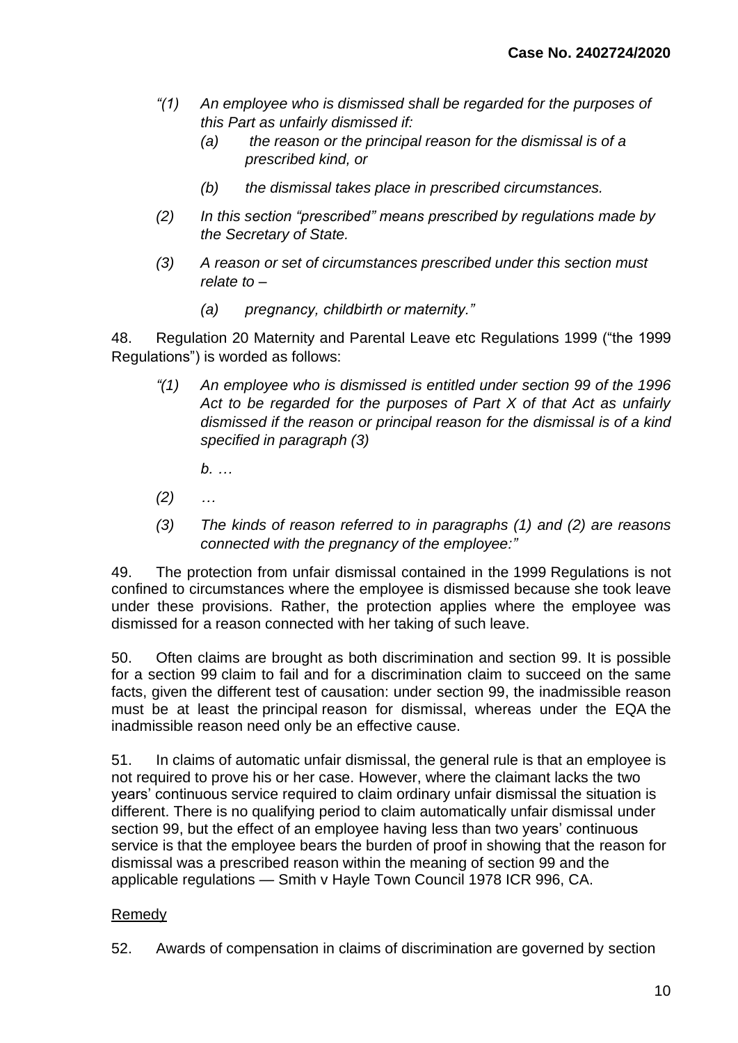> *"(1) An employee who is dismissed shall be regarded for the purposes of this Part as unfairly dismissed if:*
>
> *(a) the reason or the principal reason for the dismissal is of a prescribed kind, or*
>
> *(b) the dismissal takes place in prescribed circumstances.*
>
> *(2) In this section "prescribed" means prescribed by regulations made by the Secretary of State.*
>
> *(3) A reason or set of circumstances prescribed under this section must relate to –*
>
> *(a) pregnancy, childbirth or maternity."*

48. Regulation 20 Maternity and Parental Leave etc Regulations 1999 ("the 1999 Regulations") is worded as follows:

> *"(1) An employee who is dismissed is entitled under section 99 of the 1996 Act to be regarded for the purposes of Part X of that Act as unfairly dismissed if the reason or principal reason for the dismissal is of a kind specified in paragraph (3)*
>
> *b. …*
>
> *(2) …*
>
> *(3) The kinds of reason referred to in paragraphs (1) and (2) are reasons connected with the pregnancy of the employee:"*

49. The protection from unfair dismissal contained in the 1999 Regulations is not confined to circumstances where the employee is dismissed because she took leave under these provisions. Rather, the protection applies where the employee was dismissed for a reason connected with her taking of such leave.

50. Often claims are brought as both discrimination and section 99. It is possible for a section 99 claim to fail and for a discrimination claim to succeed on the same facts, given the different test of causation: under section 99, the inadmissible reason must be at least the principal reason for dismissal, whereas under the EQA the inadmissible reason need only be an effective cause.

51. In claims of automatic unfair dismissal, the general rule is that an employee is not required to prove his or her case. However, where the claimant lacks the two years' continuous service required to claim ordinary unfair dismissal the situation is different. There is no qualifying period to claim automatically unfair dismissal under section 99, but the effect of an employee having less than two years' continuous service is that the employee bears the burden of proof in showing that the reason for dismissal was a prescribed reason within the meaning of section 99 and the applicable regulations — Smith v Hayle Town Council 1978 ICR 996, CA.

## Remedy

52. Awards of compensation in claims of discrimination are governed by section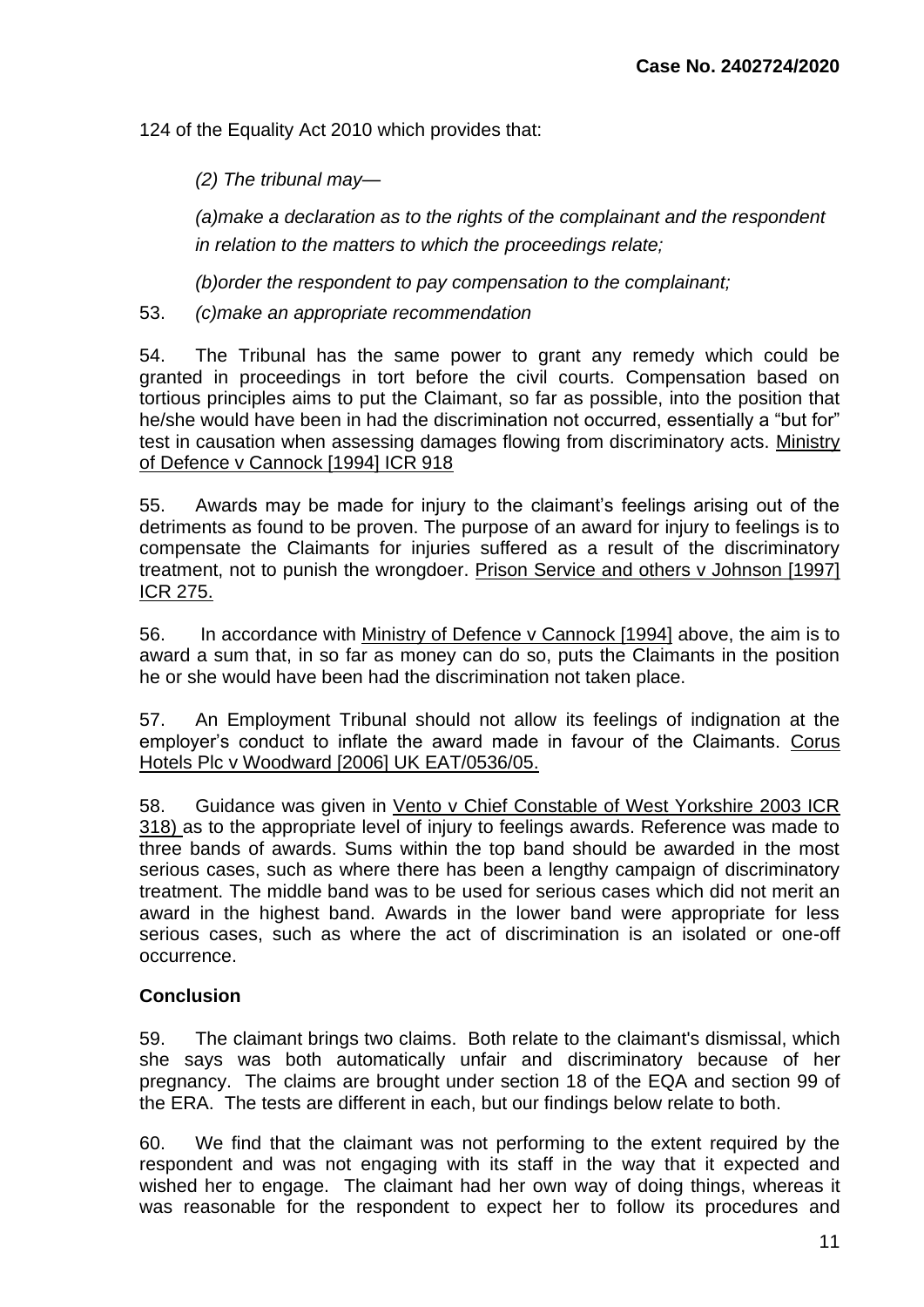124 of the Equality Act 2010 which provides that:

*(2) The tribunal may—*

*(a)make a declaration as to the rights of the complainant and the respondent in relation to the matters to which the proceedings relate;*

*(b)order the respondent to pay compensation to the complainant;*

53. *(c)make an appropriate recommendation*

54. The Tribunal has the same power to grant any remedy which could be granted in proceedings in tort before the civil courts. Compensation based on tortious principles aims to put the Claimant, so far as possible, into the position that he/she would have been in had the discrimination not occurred, essentially a "but for" test in causation when assessing damages flowing from discriminatory acts. Ministry of Defence v Cannock [1994] ICR 918

55. Awards may be made for injury to the claimant's feelings arising out of the detriments as found to be proven. The purpose of an award for injury to feelings is to compensate the Claimants for injuries suffered as a result of the discriminatory treatment, not to punish the wrongdoer. Prison Service and others v Johnson [1997] ICR 275.

56. In accordance with Ministry of Defence v Cannock [1994] above, the aim is to award a sum that, in so far as money can do so, puts the Claimants in the position he or she would have been had the discrimination not taken place.

57. An Employment Tribunal should not allow its feelings of indignation at the employer's conduct to inflate the award made in favour of the Claimants. Corus Hotels Plc v Woodward [2006] UK EAT/0536/05.

58. Guidance was given in Vento v Chief Constable of West Yorkshire 2003 ICR 318) as to the appropriate level of injury to feelings awards. Reference was made to three bands of awards. Sums within the top band should be awarded in the most serious cases, such as where there has been a lengthy campaign of discriminatory treatment. The middle band was to be used for serious cases which did not merit an award in the highest band. Awards in the lower band were appropriate for less serious cases, such as where the act of discrimination is an isolated or one-off occurrence.

**Conclusion**

59. The claimant brings two claims. Both relate to the claimant's dismissal, which she says was both automatically unfair and discriminatory because of her pregnancy. The claims are brought under section 18 of the EQA and section 99 of the ERA. The tests are different in each, but our findings below relate to both.

60. We find that the claimant was not performing to the extent required by the respondent and was not engaging with its staff in the way that it expected and wished her to engage. The claimant had her own way of doing things, whereas it was reasonable for the respondent to expect her to follow its procedures and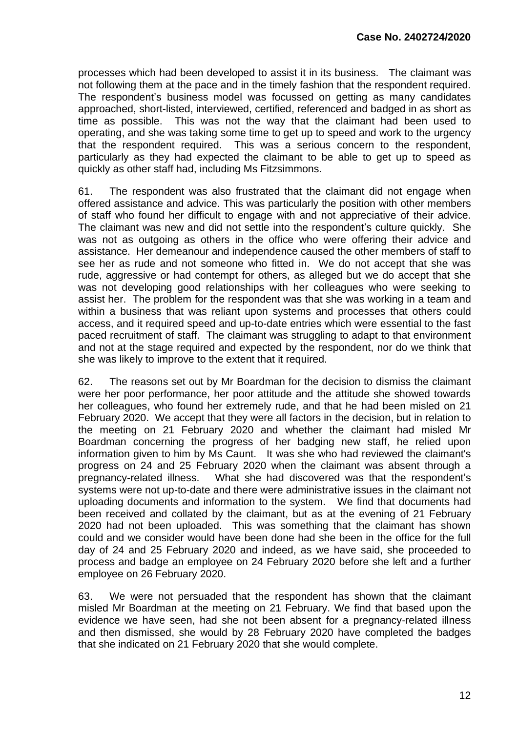processes which had been developed to assist it in its business. The claimant was not following them at the pace and in the timely fashion that the respondent required. The respondent's business model was focussed on getting as many candidates approached, short-listed, interviewed, certified, referenced and badged in as short as time as possible. This was not the way that the claimant had been used to operating, and she was taking some time to get up to speed and work to the urgency that the respondent required. This was a serious concern to the respondent, particularly as they had expected the claimant to be able to get up to speed as quickly as other staff had, including Ms Fitzsimmons.

61. The respondent was also frustrated that the claimant did not engage when offered assistance and advice. This was particularly the position with other members of staff who found her difficult to engage with and not appreciative of their advice. The claimant was new and did not settle into the respondent's culture quickly. She was not as outgoing as others in the office who were offering their advice and assistance. Her demeanour and independence caused the other members of staff to see her as rude and not someone who fitted in. We do not accept that she was rude, aggressive or had contempt for others, as alleged but we do accept that she was not developing good relationships with her colleagues who were seeking to assist her. The problem for the respondent was that she was working in a team and within a business that was reliant upon systems and processes that others could access, and it required speed and up-to-date entries which were essential to the fast paced recruitment of staff. The claimant was struggling to adapt to that environment and not at the stage required and expected by the respondent, nor do we think that she was likely to improve to the extent that it required.

62. The reasons set out by Mr Boardman for the decision to dismiss the claimant were her poor performance, her poor attitude and the attitude she showed towards her colleagues, who found her extremely rude, and that he had been misled on 21 February 2020. We accept that they were all factors in the decision, but in relation to the meeting on 21 February 2020 and whether the claimant had misled Mr Boardman concerning the progress of her badging new staff, he relied upon information given to him by Ms Caunt. It was she who had reviewed the claimant's progress on 24 and 25 February 2020 when the claimant was absent through a pregnancy-related illness. What she had discovered was that the respondent's systems were not up-to-date and there were administrative issues in the claimant not uploading documents and information to the system. We find that documents had been received and collated by the claimant, but as at the evening of 21 February 2020 had not been uploaded. This was something that the claimant has shown could and we consider would have been done had she been in the office for the full day of 24 and 25 February 2020 and indeed, as we have said, she proceeded to process and badge an employee on 24 February 2020 before she left and a further employee on 26 February 2020.

63. We were not persuaded that the respondent has shown that the claimant misled Mr Boardman at the meeting on 21 February. We find that based upon the evidence we have seen, had she not been absent for a pregnancy-related illness and then dismissed, she would by 28 February 2020 have completed the badges that she indicated on 21 February 2020 that she would complete.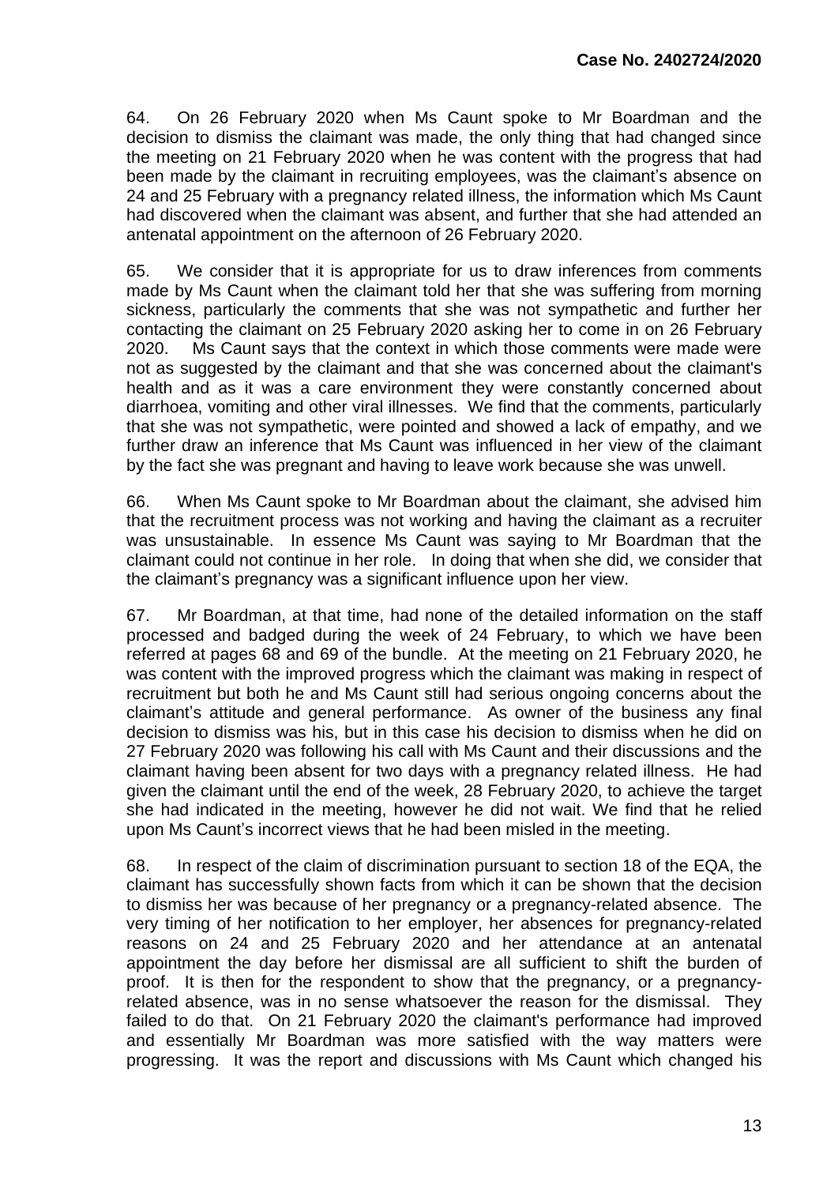64. On 26 February 2020 when Ms Caunt spoke to Mr Boardman and the decision to dismiss the claimant was made, the only thing that had changed since the meeting on 21 February 2020 when he was content with the progress that had been made by the claimant in recruiting employees, was the claimant's absence on 24 and 25 February with a pregnancy related illness, the information which Ms Caunt had discovered when the claimant was absent, and further that she had attended an antenatal appointment on the afternoon of 26 February 2020.

65. We consider that it is appropriate for us to draw inferences from comments made by Ms Caunt when the claimant told her that she was suffering from morning sickness, particularly the comments that she was not sympathetic and further her contacting the claimant on 25 February 2020 asking her to come in on 26 February 2020. Ms Caunt says that the context in which those comments were made were not as suggested by the claimant and that she was concerned about the claimant's health and as it was a care environment they were constantly concerned about diarrhoea, vomiting and other viral illnesses. We find that the comments, particularly that she was not sympathetic, were pointed and showed a lack of empathy, and we further draw an inference that Ms Caunt was influenced in her view of the claimant by the fact she was pregnant and having to leave work because she was unwell.

66. When Ms Caunt spoke to Mr Boardman about the claimant, she advised him that the recruitment process was not working and having the claimant as a recruiter was unsustainable. In essence Ms Caunt was saying to Mr Boardman that the claimant could not continue in her role. In doing that when she did, we consider that the claimant's pregnancy was a significant influence upon her view.

67. Mr Boardman, at that time, had none of the detailed information on the staff processed and badged during the week of 24 February, to which we have been referred at pages 68 and 69 of the bundle. At the meeting on 21 February 2020, he was content with the improved progress which the claimant was making in respect of recruitment but both he and Ms Caunt still had serious ongoing concerns about the claimant's attitude and general performance. As owner of the business any final decision to dismiss was his, but in this case his decision to dismiss when he did on 27 February 2020 was following his call with Ms Caunt and their discussions and the claimant having been absent for two days with a pregnancy related illness. He had given the claimant until the end of the week, 28 February 2020, to achieve the target she had indicated in the meeting, however he did not wait. We find that he relied upon Ms Caunt's incorrect views that he had been misled in the meeting.

68. In respect of the claim of discrimination pursuant to section 18 of the EQA, the claimant has successfully shown facts from which it can be shown that the decision to dismiss her was because of her pregnancy or a pregnancy-related absence. The very timing of her notification to her employer, her absences for pregnancy-related reasons on 24 and 25 February 2020 and her attendance at an antenatal appointment the day before her dismissal are all sufficient to shift the burden of proof. It is then for the respondent to show that the pregnancy, or a pregnancy-related absence, was in no sense whatsoever the reason for the dismissal. They failed to do that. On 21 February 2020 the claimant's performance had improved and essentially Mr Boardman was more satisfied with the way matters were progressing. It was the report and discussions with Ms Caunt which changed his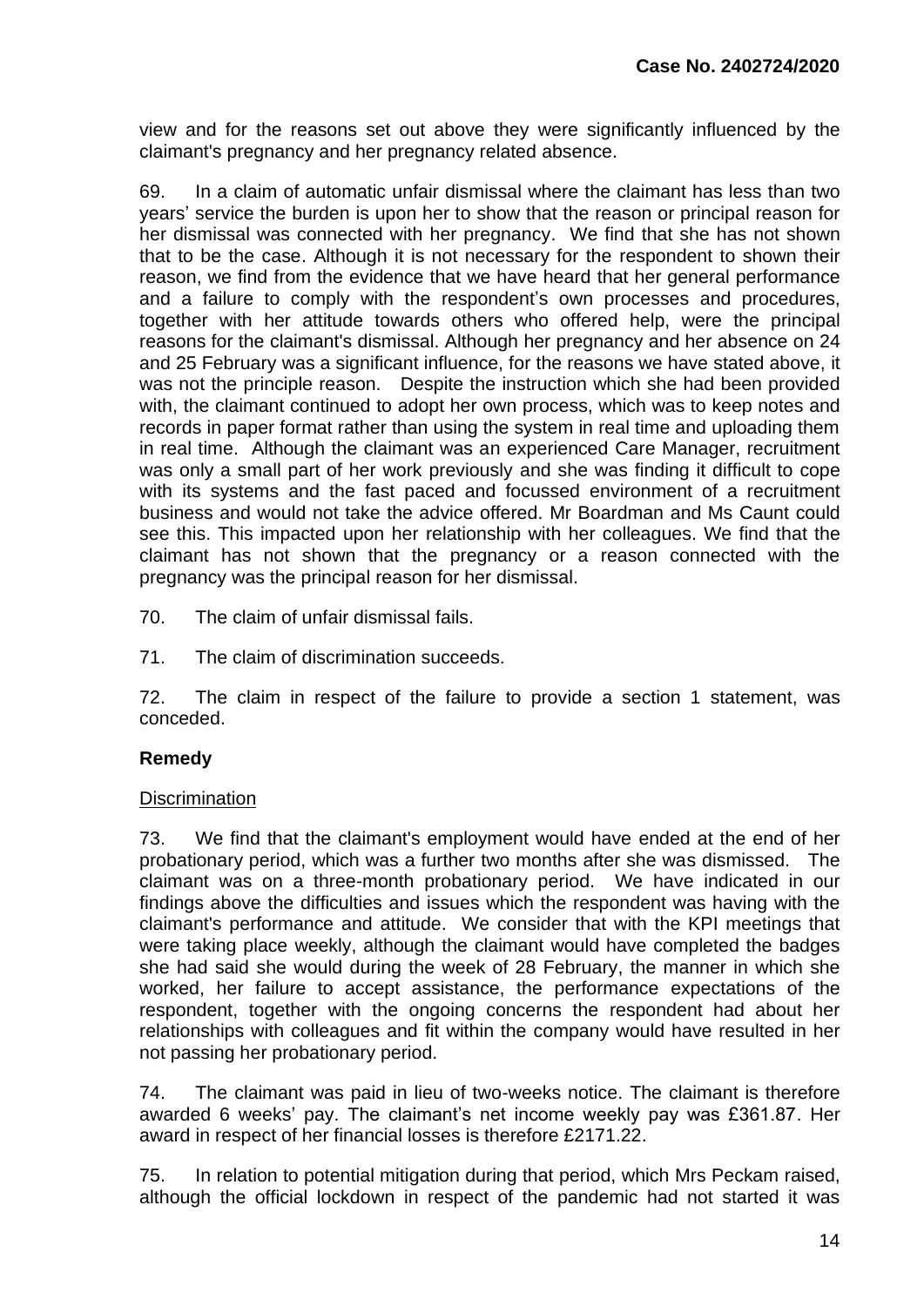view and for the reasons set out above they were significantly influenced by the claimant's pregnancy and her pregnancy related absence.

69. In a claim of automatic unfair dismissal where the claimant has less than two years' service the burden is upon her to show that the reason or principal reason for her dismissal was connected with her pregnancy. We find that she has not shown that to be the case. Although it is not necessary for the respondent to shown their reason, we find from the evidence that we have heard that her general performance and a failure to comply with the respondent's own processes and procedures, together with her attitude towards others who offered help, were the principal reasons for the claimant's dismissal. Although her pregnancy and her absence on 24 and 25 February was a significant influence, for the reasons we have stated above, it was not the principle reason. Despite the instruction which she had been provided with, the claimant continued to adopt her own process, which was to keep notes and records in paper format rather than using the system in real time and uploading them in real time. Although the claimant was an experienced Care Manager, recruitment was only a small part of her work previously and she was finding it difficult to cope with its systems and the fast paced and focussed environment of a recruitment business and would not take the advice offered. Mr Boardman and Ms Caunt could see this. This impacted upon her relationship with her colleagues. We find that the claimant has not shown that the pregnancy or a reason connected with the pregnancy was the principal reason for her dismissal.

70. The claim of unfair dismissal fails.

71. The claim of discrimination succeeds.

72. The claim in respect of the failure to provide a section 1 statement, was conceded.

**Remedy**

Discrimination

73. We find that the claimant's employment would have ended at the end of her probationary period, which was a further two months after she was dismissed. The claimant was on a three-month probationary period. We have indicated in our findings above the difficulties and issues which the respondent was having with the claimant's performance and attitude. We consider that with the KPI meetings that were taking place weekly, although the claimant would have completed the badges she had said she would during the week of 28 February, the manner in which she worked, her failure to accept assistance, the performance expectations of the respondent, together with the ongoing concerns the respondent had about her relationships with colleagues and fit within the company would have resulted in her not passing her probationary period.

74. The claimant was paid in lieu of two-weeks notice. The claimant is therefore awarded 6 weeks' pay. The claimant's net income weekly pay was £361.87. Her award in respect of her financial losses is therefore £2171.22.

75. In relation to potential mitigation during that period, which Mrs Peckam raised, although the official lockdown in respect of the pandemic had not started it was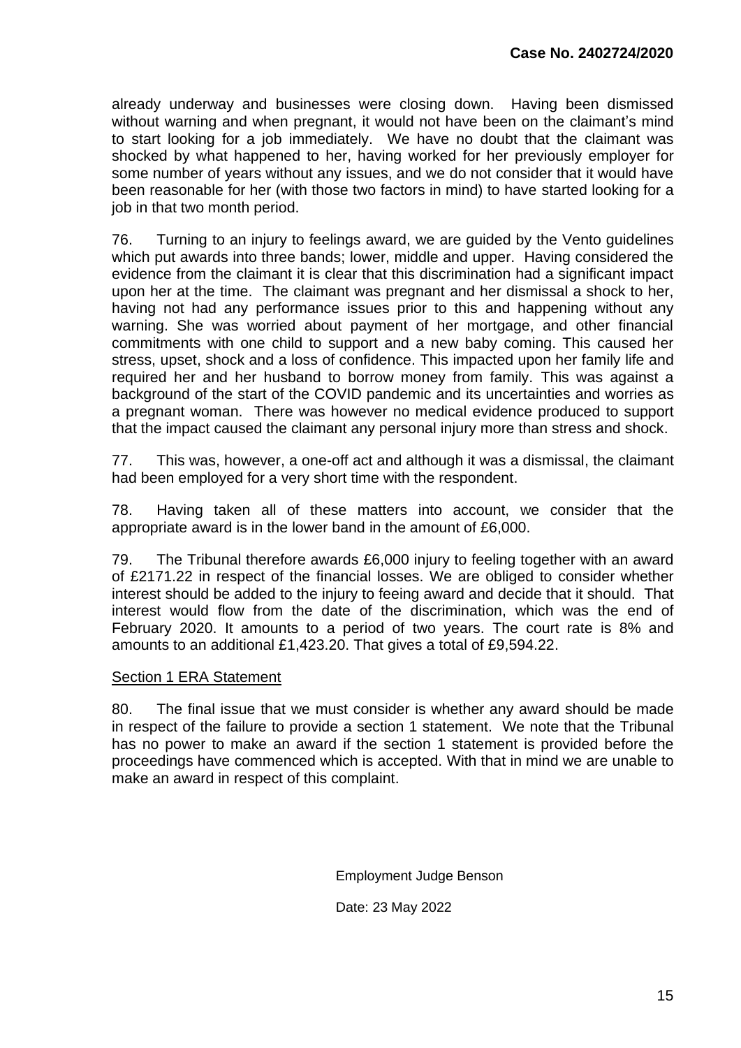already underway and businesses were closing down. Having been dismissed without warning and when pregnant, it would not have been on the claimant's mind to start looking for a job immediately. We have no doubt that the claimant was shocked by what happened to her, having worked for her previously employer for some number of years without any issues, and we do not consider that it would have been reasonable for her (with those two factors in mind) to have started looking for a job in that two month period.

76. Turning to an injury to feelings award, we are guided by the Vento guidelines which put awards into three bands; lower, middle and upper. Having considered the evidence from the claimant it is clear that this discrimination had a significant impact upon her at the time. The claimant was pregnant and her dismissal a shock to her, having not had any performance issues prior to this and happening without any warning. She was worried about payment of her mortgage, and other financial commitments with one child to support and a new baby coming. This caused her stress, upset, shock and a loss of confidence. This impacted upon her family life and required her and her husband to borrow money from family. This was against a background of the start of the COVID pandemic and its uncertainties and worries as a pregnant woman. There was however no medical evidence produced to support that the impact caused the claimant any personal injury more than stress and shock.

77. This was, however, a one-off act and although it was a dismissal, the claimant had been employed for a very short time with the respondent.

78. Having taken all of these matters into account, we consider that the appropriate award is in the lower band in the amount of £6,000.

79. The Tribunal therefore awards £6,000 injury to feeling together with an award of £2171.22 in respect of the financial losses. We are obliged to consider whether interest should be added to the injury to feeing award and decide that it should. That interest would flow from the date of the discrimination, which was the end of February 2020. It amounts to a period of two years. The court rate is 8% and amounts to an additional £1,423.20. That gives a total of £9,594.22.

<u>Section 1 ERA Statement</u>

80. The final issue that we must consider is whether any award should be made in respect of the failure to provide a section 1 statement. We note that the Tribunal has no power to make an award if the section 1 statement is provided before the proceedings have commenced which is accepted. With that in mind we are unable to make an award in respect of this complaint.

Employment Judge Benson

Date: 23 May 2022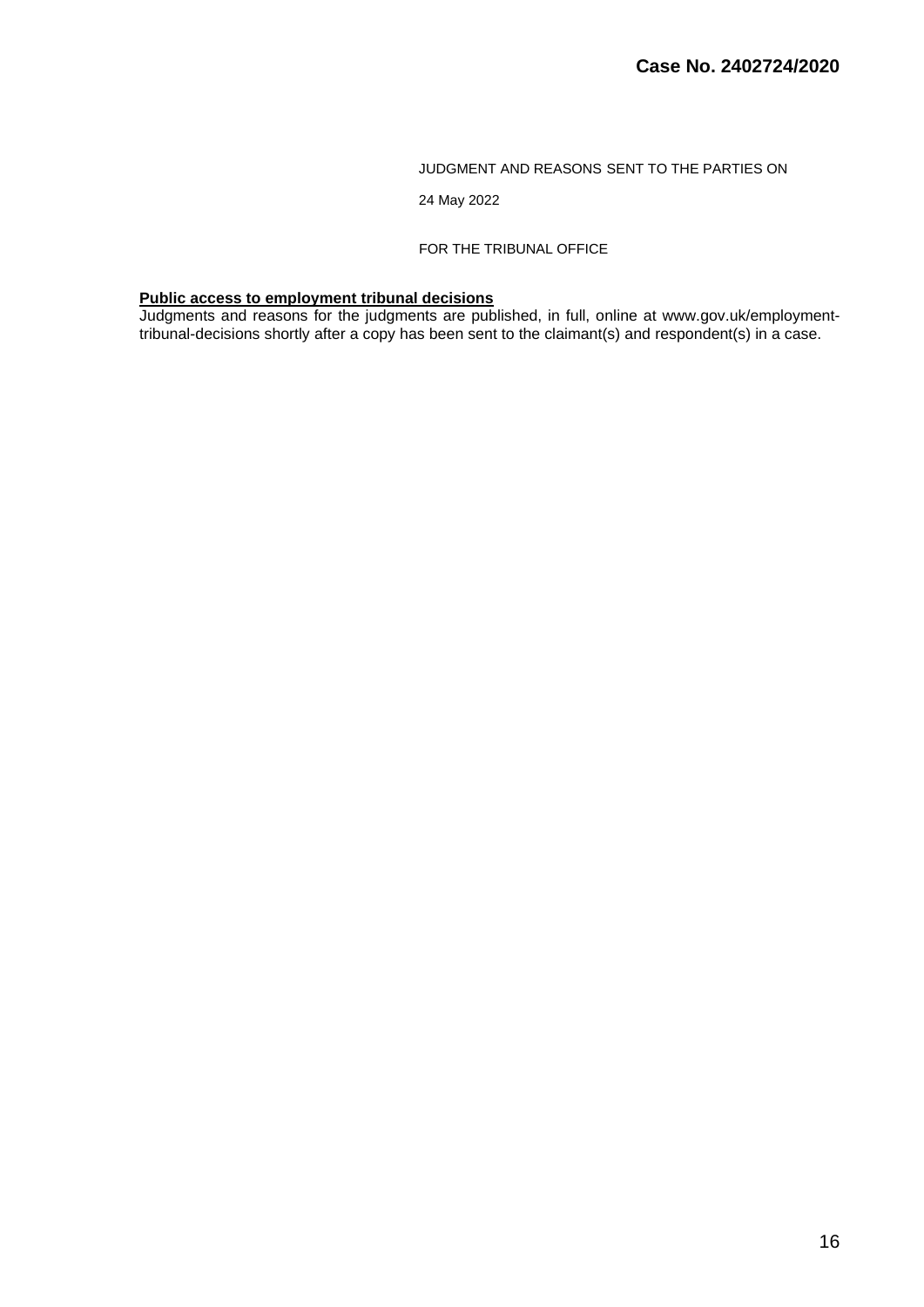JUDGMENT AND REASONS SENT TO THE PARTIES ON

24 May 2022

FOR THE TRIBUNAL OFFICE

**Public access to employment tribunal decisions**
Judgments and reasons for the judgments are published, in full, online at www.gov.uk/employment-tribunal-decisions shortly after a copy has been sent to the claimant(s) and respondent(s) in a case.